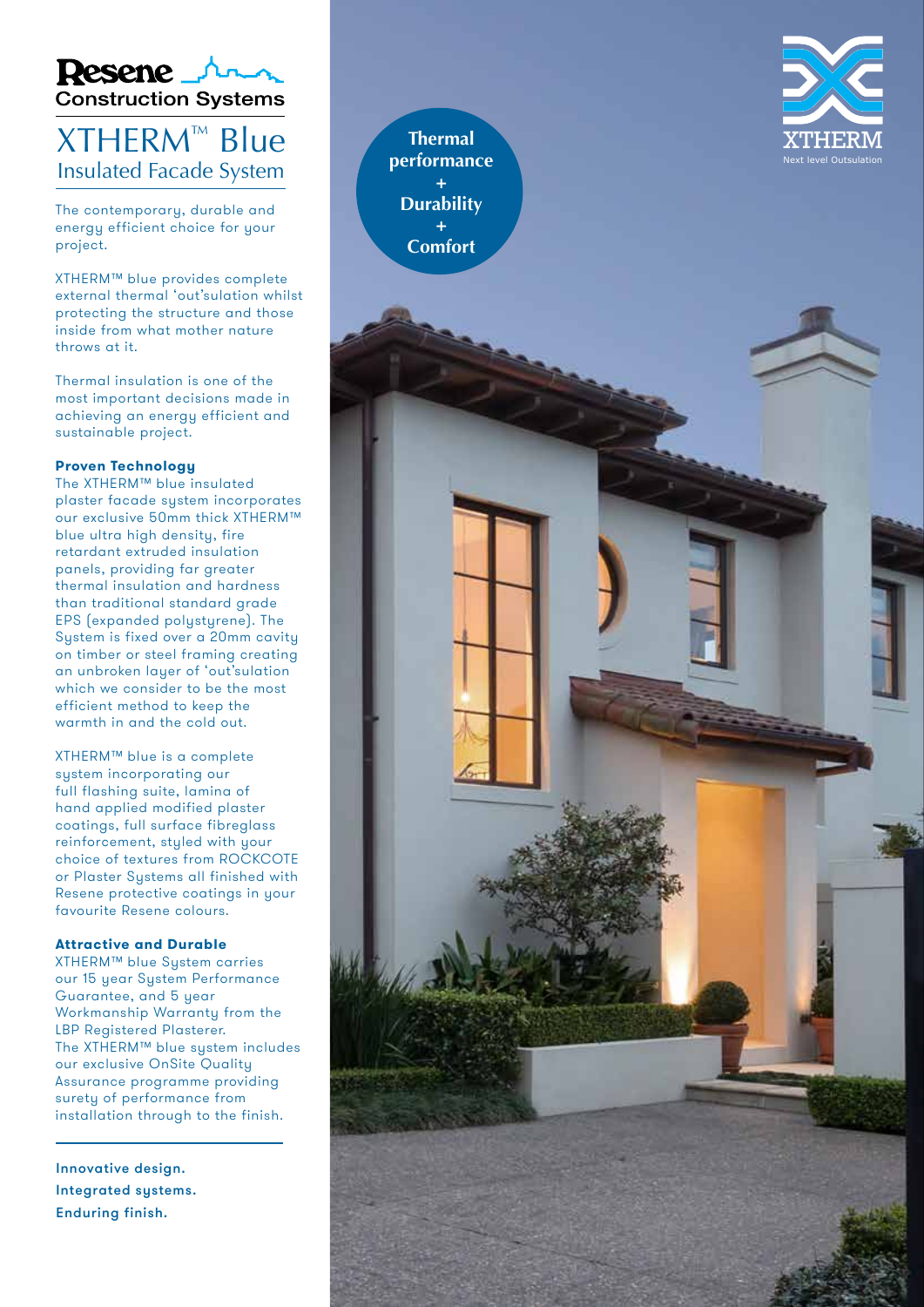Resene Construction Systems

# XTHERM™ Blue

## Insulated Facade System

The contemporary, durable and energy efficient choice for your project.

XTHERM™ blue provides complete external thermal 'out'sulation whilst protecting the structure and those inside from what mother nature throws at it.

Thermal insulation is one of the most important decisions made in achieving an energy efficient and sustainable project.

**Proven Technology**

The XTHERM™ blue insulated plaster facade system incorporates our exclusive 50mm thick XTHERM™ blue ultra high density, fire retardant extruded insulation panels, providing far greater thermal insulation and hardness than traditional standard grade EPS (expanded polystyrene). The System is fixed over a 20mm cavity on timber or steel framing creating an unbroken layer of 'out'sulation which we consider to be the most efficient method to keep the warmth in and the cold out.

XTHERM™ blue is a complete system incorporating our full flashing suite, lamina of hand applied modified plaster coatings, full surface fibreglass reinforcement, styled with your choice of textures from ROCKCOTE or Plaster Systems all finished with Resene protective coatings in your favourite Resene colours.

**Attractive and Durable**

XTHERM™ blue System carries our 15 year System Performance Guarantee, and 5 year Workmanship Warranty from the LBP Registered Plasterer.
The XTHERM™ blue system includes our exclusive OnSite Quality Assurance programme providing surety of performance from installation through to the finish.

**Innovative design.**
**Integrated systems.**
**Enduring finish.**

**Thermal performance + Durability + Comfort**

XTHERM
Next level Outsulation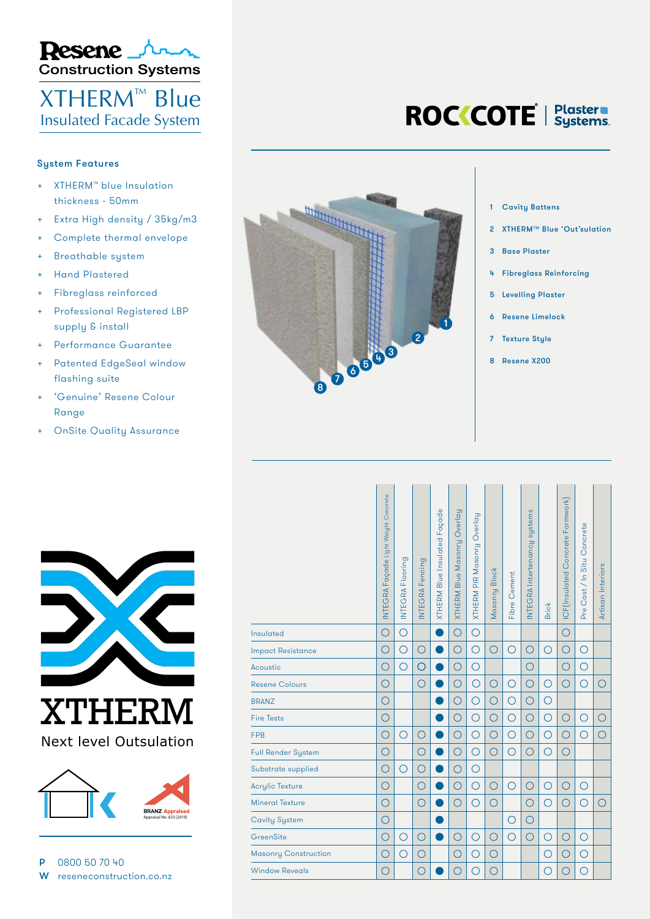# Resene Construction Systems

## XTHERM™ Blue
### Insulated Facade System

**System Features**

- XTHERM™ blue Insulation thickness - 50mm
- Extra High density / 35kg/m3
- Complete thermal envelope
- Breathable system
- Hand Plastered
- Fibreglass reinforced
- Professional Registered LBP supply & install
- Performance Guarantee
- Patented EdgeSeal window flashing suite
- 'Genuine' Resene Colour Range
- OnSite Quality Assurance

ROCKCOTE | Plaster Systems.

1. Cavity Battens
2. XTHERM™ Blue 'Out'sulation
3. Base Plaster
4. Fibreglass Reinforcing
5. Levelling Plaster
6. Resene Limelock
7. Texture Style
8. Resene X200

XTHERM
Next level Outsulation

BRANZ Appraised
Appraisal No. 633 [2019]

| | INTEGRA Façade Light Weight Concrete | INTEGRA Flooring | INTEGRA Fencing | XTHERM Blue Insulated Façade | XTHERM Blue Masonry Overlay | XTHERM PIR Masonry Overlay | Masonry Block | Fibre Cement | INTEGRA Intertenancy systems | Brick | ICF(Insulated Concrete Formwork) | Pre Cast / In Situ Concrete | Artisan Interiors |
|---|---|---|---|---|---|---|---|---|---|---|---|---|---|
| Insulated | ○ | ○ | | ● | ○ | ○ | | | | | ○ | | |
| Impact Resistance | ○ | ○ | ○ | ● | ○ | ○ | ○ | ○ | ○ | ○ | ○ | ○ | |
| Acoustic | ○ | ○ | ○ | ● | ○ | ○ | | | ○ | | ○ | ○ | |
| Resene Colours | ○ | | ○ | ● | ○ | ○ | ○ | ○ | ○ | ○ | ○ | ○ | ○ |
| BRANZ | ○ | | | ● | ○ | ○ | ○ | ○ | ○ | ○ | | | |
| Fire Tests | ○ | | | ● | ○ | ○ | ○ | ○ | ○ | ○ | ○ | ○ | ○ |
| FPB | ○ | ○ | ○ | ● | ○ | ○ | ○ | ○ | ○ | ○ | ○ | ○ | ○ |
| Full Render System | ○ | | ○ | ● | ○ | ○ | ○ | ○ | ○ | ○ | ○ | | |
| Substrate supplied | ○ | ○ | ○ | ● | ○ | ○ | | | | | | | |
| Acrylic Texture | ○ | | ○ | ● | ○ | ○ | ○ | ○ | ○ | ○ | ○ | ○ | |
| Mineral Texture | ○ | | ○ | ● | ○ | ○ | ○ | | ○ | ○ | ○ | ○ | ○ |
| Cavity System | ○ | | | ● | | | | ○ | ○ | | | | |
| GreenSite | ○ | ○ | ○ | ● | ○ | ○ | ○ | ○ | ○ | ○ | ○ | ○ | |
| Masonry Construction | ○ | ○ | ○ | | ○ | ○ | ○ | | | ○ | ○ | ○ | |
| Window Reveals | ○ | | ○ | ● | ○ | ○ | ○ | | | ○ | ○ | ○ | |

**P** 0800 50 70 40
**W** reseneconstruction.co.nz